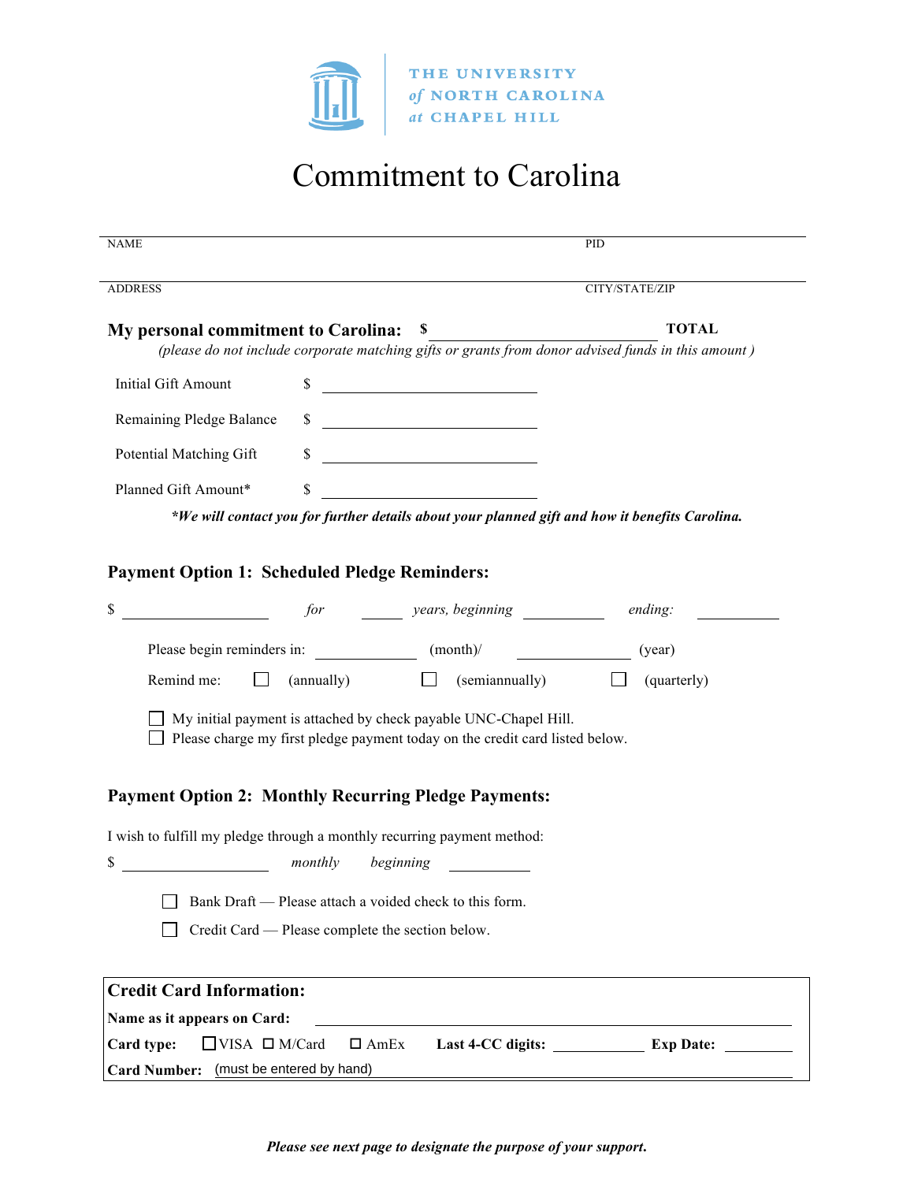THE UNIVERSITY *of* NORTH CAROLINA *at* CHAPEL HILL

# Commitment to Carolina

NAME ______________________________ PID ______________

ADDRESS ______________________________ CITY/STATE/ZIP ______________

**My personal commitment to Carolina: $** ______________ **TOTAL**

*(please do not include corporate matching gifts or grants from donor advised funds in this amount )*

Initial Gift Amount $ ______________

Remaining Pledge Balance $ ______________

Potential Matching Gift $ ______________

Planned Gift Amount* $ ______________

***We will contact you for further details about your planned gift and how it benefits Carolina.**

## Payment Option 1: Scheduled Pledge Reminders:

$ ______________ *for* ______ *years, beginning* ________ *ending:* ________

Please begin reminders in: ________ (month)/ ________ (year)

Remind me: ☐ (annually) ☐ (semiannually) ☐ (quarterly)

☐ My initial payment is attached by check payable UNC-Chapel Hill.
☐ Please charge my first pledge payment today on the credit card listed below.

## Payment Option 2: Monthly Recurring Pledge Payments:

I wish to fulfill my pledge through a monthly recurring payment method:

$ ______________ *monthly* *beginning* ________

☐ Bank Draft — Please attach a voided check to this form.

☐ Credit Card — Please complete the section below.

## Credit Card Information:

**Name as it appears on Card:** ______________________________

**Card type:** ☐ VISA ☐ M/Card ☐ AmEx **Last 4-CC digits:** ________ **Exp Date:** ________

**Card Number:** (must be entered by hand) ______________________________

***Please see next page to designate the purpose of your support.***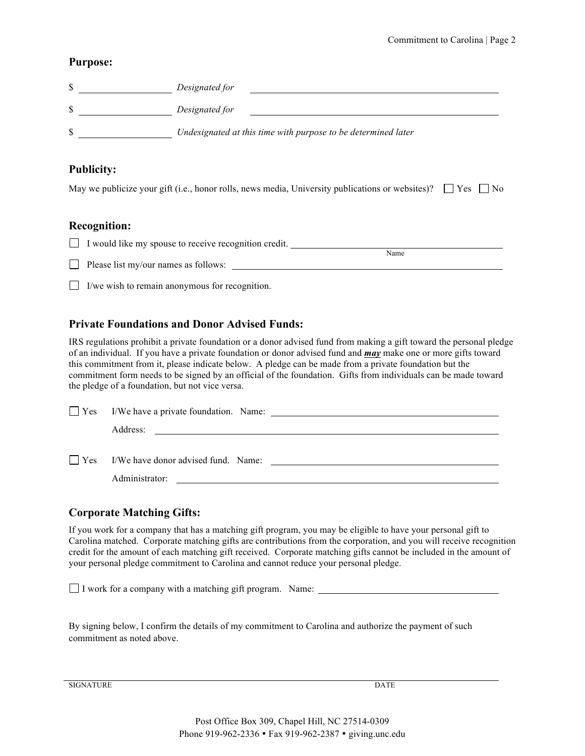## Purpose:

$ ____________ *Designated for* ______________________________________

$ ____________ *Designated for* ______________________________________

$ ____________ *Undesignated at this time with purpose to be determined later*

## Publicity:

May we publicize your gift (i.e., honor rolls, news media, University publications or websites)? ☐ Yes ☐ No

## Recognition:

☐ I would like my spouse to receive recognition credit. ______________________________
Name

☐ Please list my/our names as follows: ______________________________

☐ I/we wish to remain anonymous for recognition.

## Private Foundations and Donor Advised Funds:

IRS regulations prohibit a private foundation or a donor advised fund from making a gift toward the personal pledge of an individual. If you have a private foundation or donor advised fund and ***may*** make one or more gifts toward this commitment from it, please indicate below. A pledge can be made from a private foundation but the commitment form needs to be signed by an official of the foundation. Gifts from individuals can be made toward the pledge of a foundation, but not vice versa.

☐ Yes I/We have a private foundation. Name: ______________________________

Address: ______________________________

☐ Yes I/We have donor advised fund. Name: ______________________________

Administrator: ______________________________

## Corporate Matching Gifts:

If you work for a company that has a matching gift program, you may be eligible to have your personal gift to Carolina matched. Corporate matching gifts are contributions from the corporation, and you will receive recognition credit for the amount of each matching gift received. Corporate matching gifts cannot be included in the amount of your personal pledge commitment to Carolina and cannot reduce your personal pledge.

☐ I work for a company with a matching gift program. Name: ______________________________

By signing below, I confirm the details of my commitment to Carolina and authorize the payment of such commitment as noted above.

______________________________________________________________
SIGNATURE DATE

Post Office Box 309, Chapel Hill, NC 27514-0309
Phone 919-962-2336 • Fax 919-962-2387 • giving.unc.edu